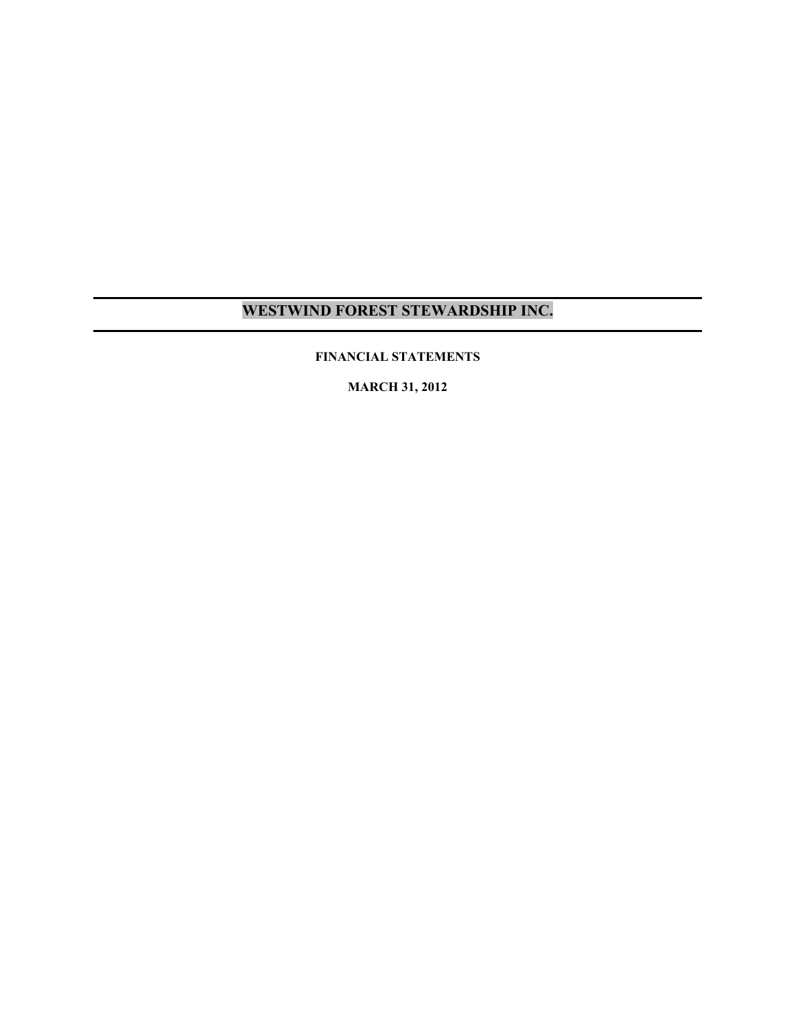# WESTWIND FOREST STEWARDSHIP INC.

**FINANCIAL STATEMENTS**

**MARCH 31, 2012**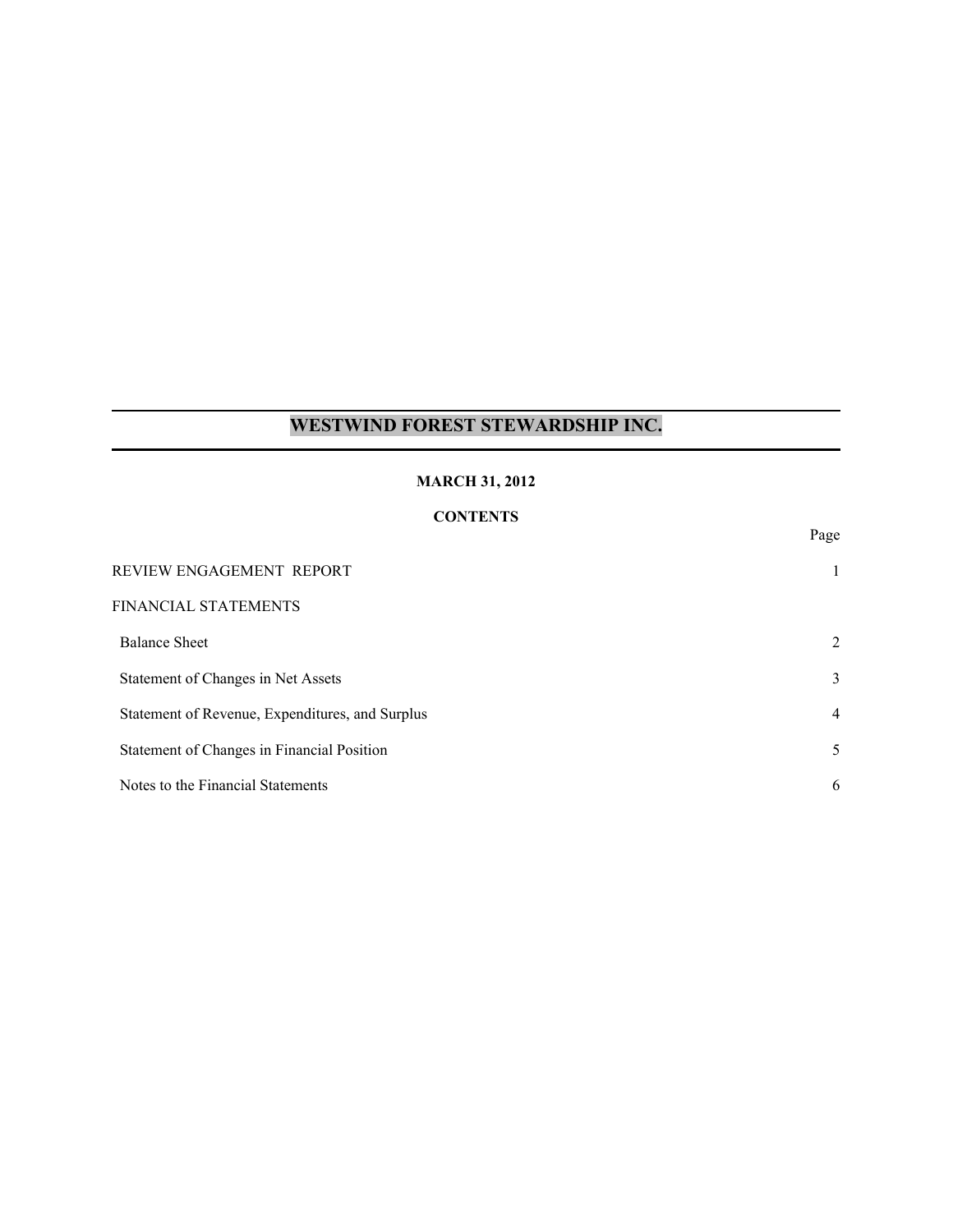# WESTWIND FOREST STEWARDSHIP INC.

**MARCH 31, 2012**

**CONTENTS**

| | Page |
|---|---|
| REVIEW ENGAGEMENT REPORT | 1 |
| FINANCIAL STATEMENTS | |
| Balance Sheet | 2 |
| Statement of Changes in Net Assets | 3 |
| Statement of Revenue, Expenditures, and Surplus | 4 |
| Statement of Changes in Financial Position | 5 |
| Notes to the Financial Statements | 6 |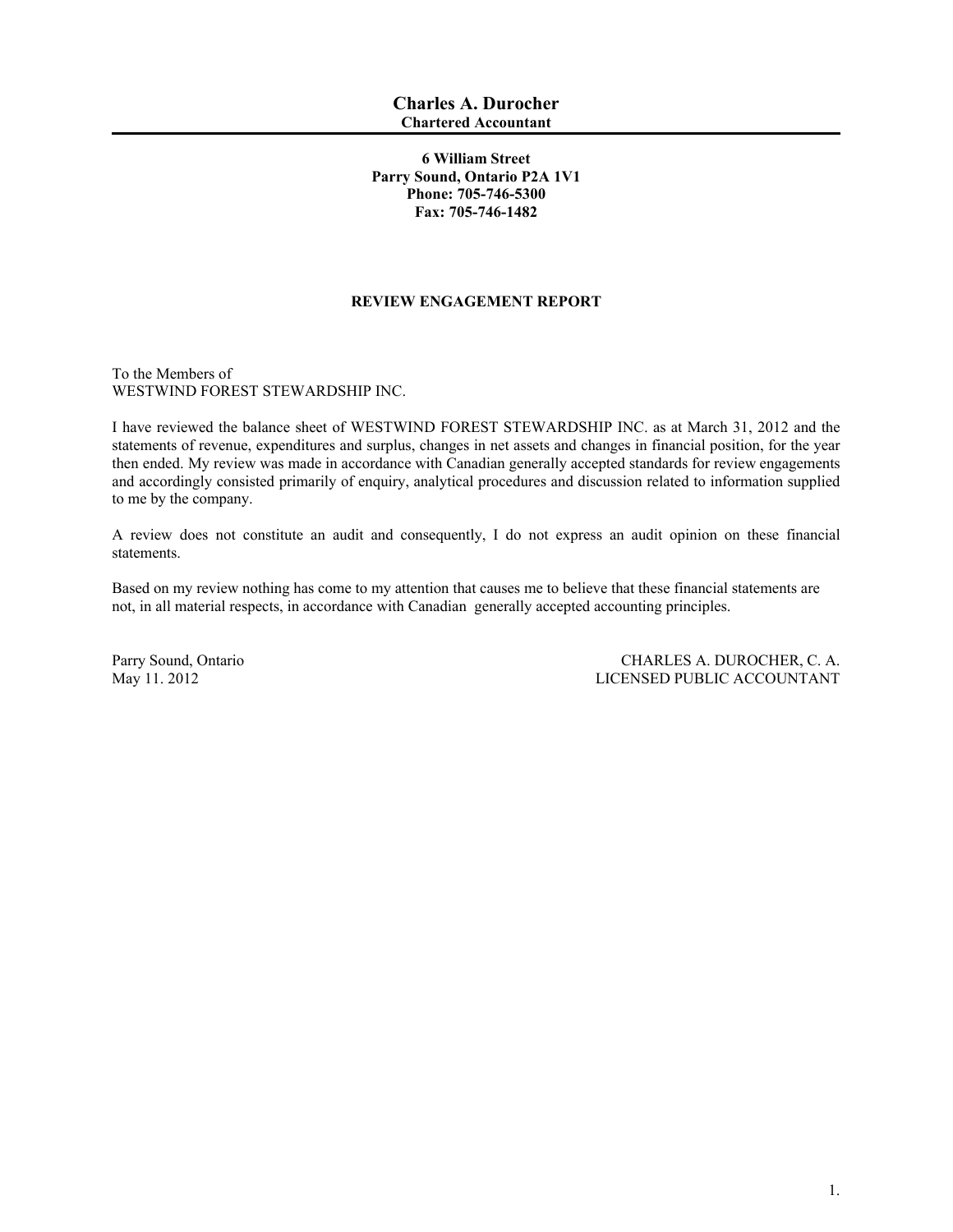# Charles A. Durocher
**Chartered Accountant**

**6 William Street**
**Parry Sound, Ontario P2A 1V1**
**Phone: 705-746-5300**
**Fax: 705-746-1482**

## REVIEW ENGAGEMENT REPORT

To the Members of
WESTWIND FOREST STEWARDSHIP INC.

I have reviewed the balance sheet of WESTWIND FOREST STEWARDSHIP INC. as at March 31, 2012 and the statements of revenue, expenditures and surplus, changes in net assets and changes in financial position, for the year then ended. My review was made in accordance with Canadian generally accepted standards for review engagements and accordingly consisted primarily of enquiry, analytical procedures and discussion related to information supplied to me by the company.

A review does not constitute an audit and consequently, I do not express an audit opinion on these financial statements.

Based on my review nothing has come to my attention that causes me to believe that these financial statements are not, in all material respects, in accordance with Canadian generally accepted accounting principles.

Parry Sound, Ontario
May 11. 2012

CHARLES A. DUROCHER, C. A.
LICENSED PUBLIC ACCOUNTANT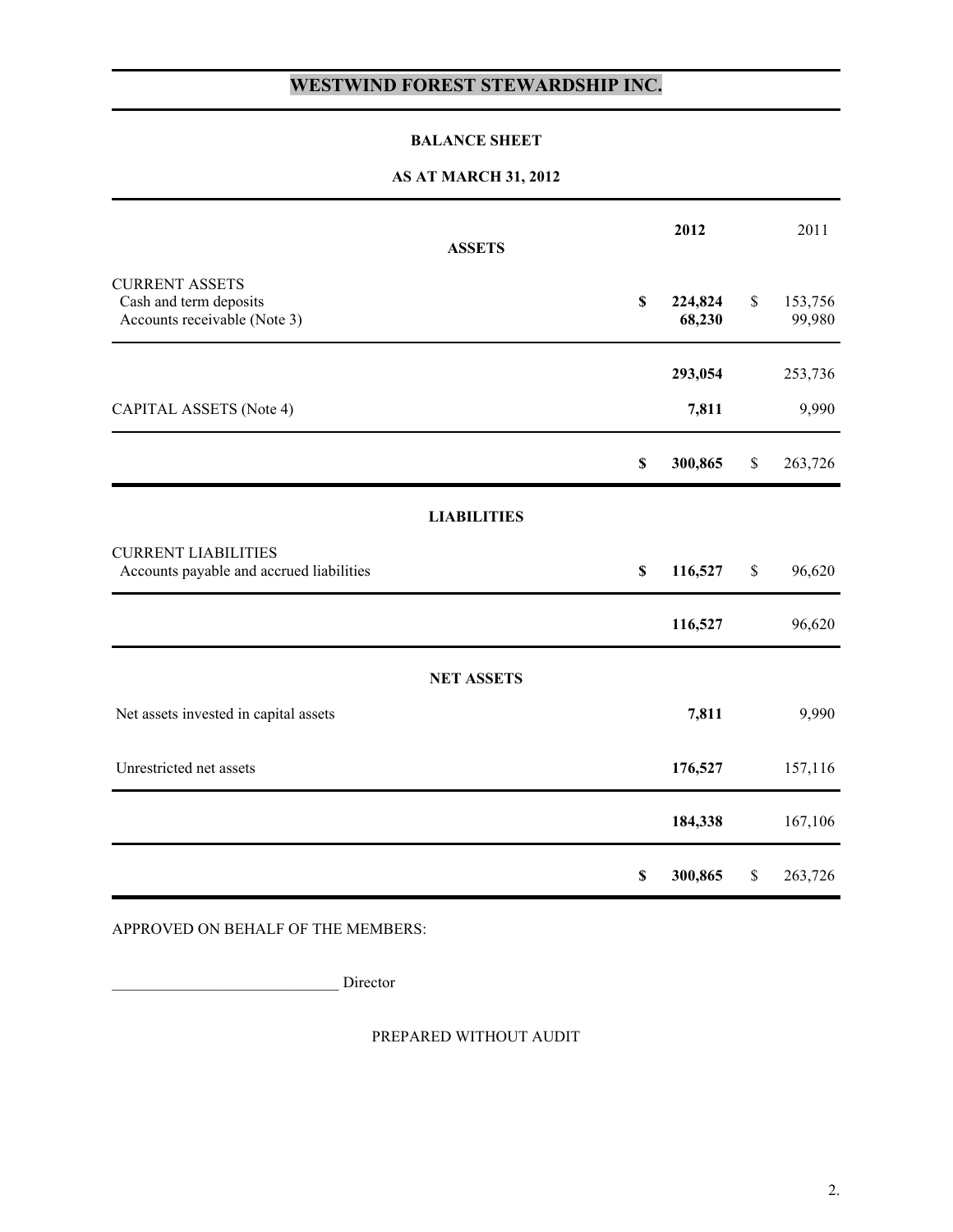# WESTWIND FOREST STEWARDSHIP INC.

**BALANCE SHEET**

**AS AT MARCH 31, 2012**

| | | 2012 | | 2011 |
|---|---|---|---|---|
| **ASSETS** | | | | |
| CURRENT ASSETS | | | | |
| Cash and term deposits | **$** | **224,824** | $ | 153,756 |
| Accounts receivable (Note 3) | | **68,230** | | 99,980 |
| | | **293,054** | | 253,736 |
| CAPITAL ASSETS (Note 4) | | **7,811** | | 9,990 |
| | **$** | **300,865** | $ | 263,726 |
| **LIABILITIES** | | | | |
| CURRENT LIABILITIES | | | | |
| Accounts payable and accrued liabilities | **$** | **116,527** | $ | 96,620 |
| | | **116,527** | | 96,620 |
| **NET ASSETS** | | | | |
| Net assets invested in capital assets | | **7,811** | | 9,990 |
| Unrestricted net assets | | **176,527** | | 157,116 |
| | | **184,338** | | 167,106 |
| | **$** | **300,865** | $ | 263,726 |

APPROVED ON BEHALF OF THE MEMBERS:

____________________________ Director

PREPARED WITHOUT AUDIT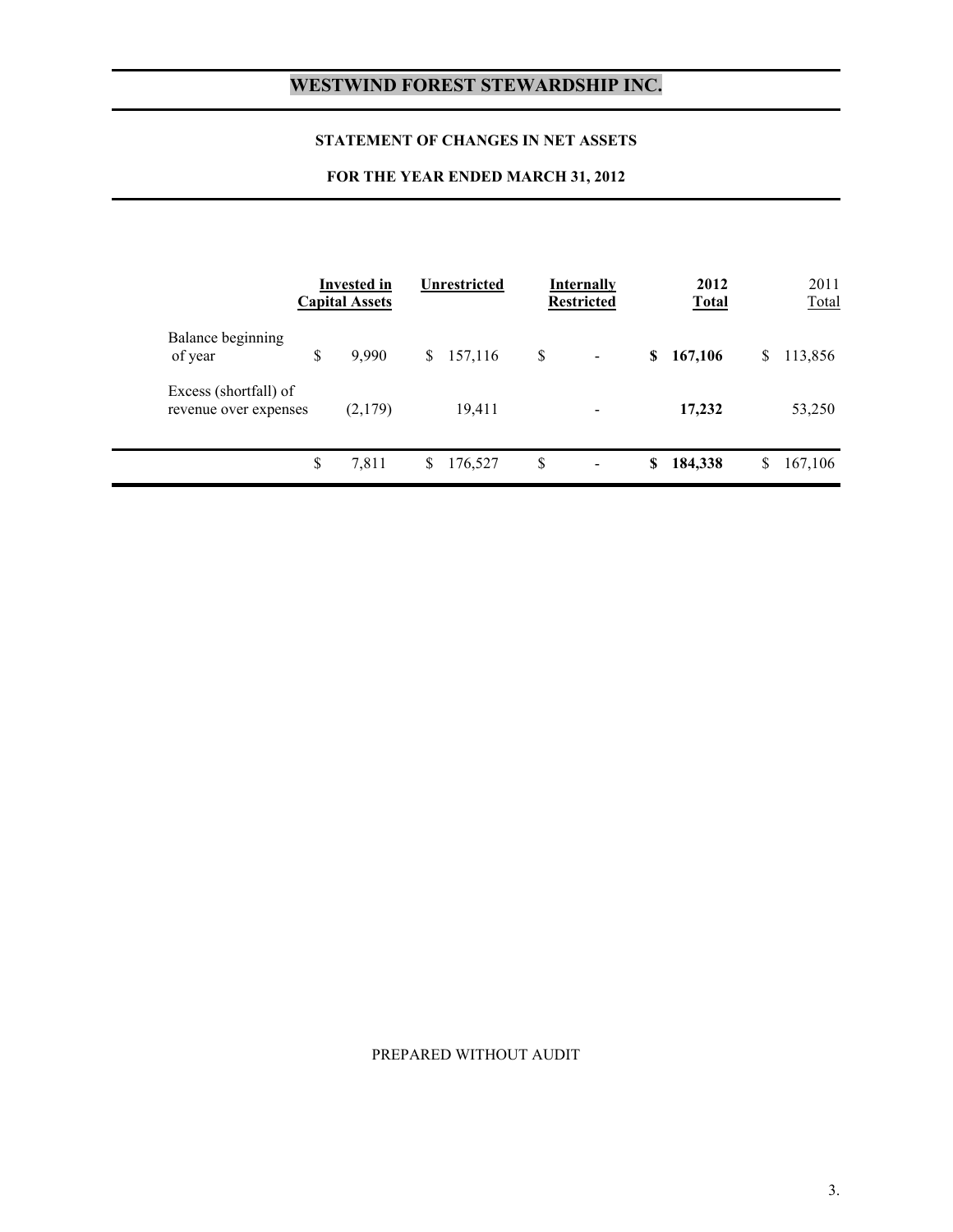# WESTWIND FOREST STEWARDSHIP INC.

### STATEMENT OF CHANGES IN NET ASSETS

### FOR THE YEAR ENDED MARCH 31, 2012

| | Invested in Capital Assets | Unrestricted | Internally Restricted | 2012 Total | 2011 Total |
|---|---|---|---|---|---|
| Balance beginning of year | $ 9,990 | $ 157,116 | $ - | **$ 167,106** | $ 113,856 |
| Excess (shortfall) of revenue over expenses | (2,179) | 19,411 | - | **17,232** | 53,250 |
| | $ 7,811 | $ 176,527 | $ - | **$ 184,338** | $ 167,106 |

PREPARED WITHOUT AUDIT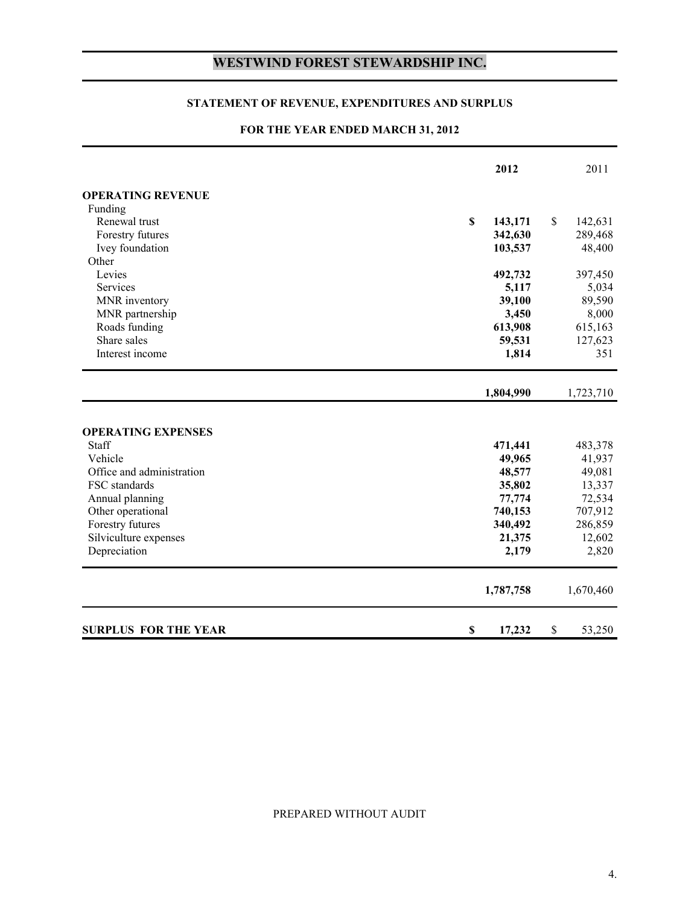# WESTWIND FOREST STEWARDSHIP INC.

## STATEMENT OF REVENUE, EXPENDITURES AND SURPLUS

### FOR THE YEAR ENDED MARCH 31, 2012

| | **2012** | 2011 |
|---|---|---|
| **OPERATING REVENUE** | | |
| Funding | | |
| Renewal trust | **$ 143,171** | $ 142,631 |
| Forestry futures | **342,630** | 289,468 |
| Ivey foundation | **103,537** | 48,400 |
| Other | | |
| Levies | **492,732** | 397,450 |
| Services | **5,117** | 5,034 |
| MNR inventory | **39,100** | 89,590 |
| MNR partnership | **3,450** | 8,000 |
| Roads funding | **613,908** | 615,163 |
| Share sales | **59,531** | 127,623 |
| Interest income | **1,814** | 351 |
| | **1,804,990** | 1,723,710 |
| **OPERATING EXPENSES** | | |
| Staff | **471,441** | 483,378 |
| Vehicle | **49,965** | 41,937 |
| Office and administration | **48,577** | 49,081 |
| FSC standards | **35,802** | 13,337 |
| Annual planning | **77,774** | 72,534 |
| Other operational | **740,153** | 707,912 |
| Forestry futures | **340,492** | 286,859 |
| Silviculture expenses | **21,375** | 12,602 |
| Depreciation | **2,179** | 2,820 |
| | **1,787,758** | 1,670,460 |
| **SURPLUS FOR THE YEAR** | **$ 17,232** | $ 53,250 |

PREPARED WITHOUT AUDIT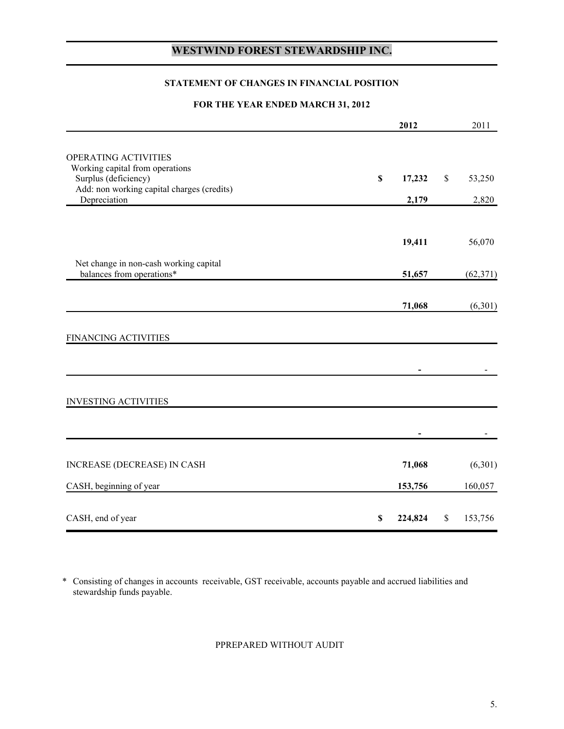# WESTWIND FOREST STEWARDSHIP INC.

## STATEMENT OF CHANGES IN FINANCIAL POSITION

### FOR THE YEAR ENDED MARCH 31, 2012

| | 2012 | 2011 |
|---|---|---|
| OPERATING ACTIVITIES | | |
| Working capital from operations | | |
| Surplus (deficiency) | $ 17,232 | $ 53,250 |
| Add: non working capital charges (credits) | | |
| Depreciation | 2,179 | 2,820 |
| | 19,411 | 56,070 |
| Net change in non-cash working capital balances from operations* | 51,657 | (62,371) |
| | 71,068 | (6,301) |
| FINANCING ACTIVITIES | | |
| | - | - |
| INVESTING ACTIVITIES | | |
| | - | - |
| INCREASE (DECREASE) IN CASH | 71,068 | (6,301) |
| CASH, beginning of year | 153,756 | 160,057 |
| CASH, end of year | $ 224,824 | $ 153,756 |

\* Consisting of changes in accounts receivable, GST receivable, accounts payable and accrued liabilities and stewardship funds payable.

PPREPARED WITHOUT AUDIT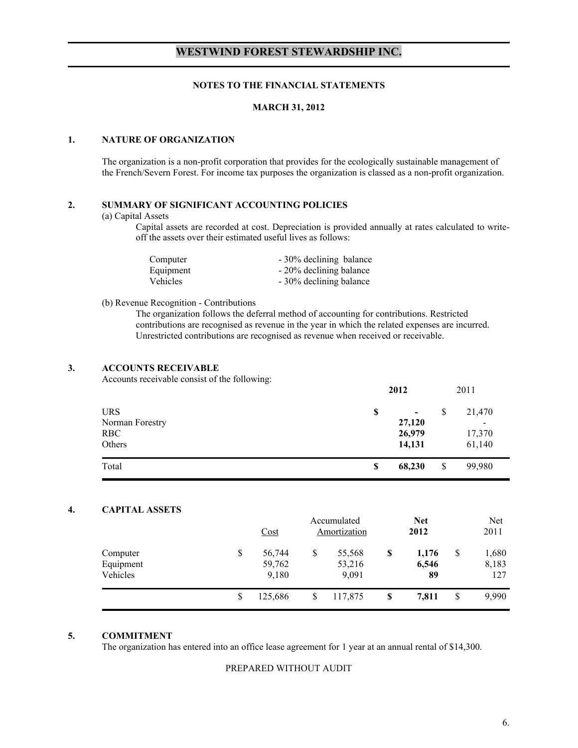# WESTWIND FOREST STEWARDSHIP INC.

**NOTES TO THE FINANCIAL STATEMENTS**

**MARCH 31, 2012**

## 1. NATURE OF ORGANIZATION

The organization is a non-profit corporation that provides for the ecologically sustainable management of the French/Severn Forest. For income tax purposes the organization is classed as a non-profit organization.

## 2. SUMMARY OF SIGNIFICANT ACCOUNTING POLICIES

(a) Capital Assets

Capital assets are recorded at cost. Depreciation is provided annually at rates calculated to write-off the assets over their estimated useful lives as follows:

| | |
|---|---|
| Computer | - 30% declining balance |
| Equipment | - 20% declining balance |
| Vehicles | - 30% declining balance |

(b) Revenue Recognition - Contributions

The organization follows the deferral method of accounting for contributions. Restricted contributions are recognised as revenue in the year in which the related expenses are incurred. Unrestricted contributions are recognised as revenue when received or receivable.

## 3. ACCOUNTS RECEIVABLE

Accounts receivable consist of the following:

| | **2012** | 2011 |
|---|---|---|
| URS | **$ -** | $ 21,470 |
| Norman Forestry | **27,120** | - |
| RBC | **26,979** | 17,370 |
| Others | **14,131** | 61,140 |
| Total | **$ 68,230** | $ 99,980 |

## 4. CAPITAL ASSETS

| | Cost | Accumulated Amortization | **Net 2012** | Net 2011 |
|---|---|---|---|---|
| Computer | $ 56,744 | $ 55,568 | **$ 1,176** | $ 1,680 |
| Equipment | 59,762 | 53,216 | **6,546** | 8,183 |
| Vehicles | 9,180 | 9,091 | **89** | 127 |
| | $ 125,686 | $ 117,875 | **$ 7,811** | $ 9,990 |

## 5. COMMITMENT

The organization has entered into an office lease agreement for 1 year at an annual rental of $14,300.

PREPARED WITHOUT AUDIT